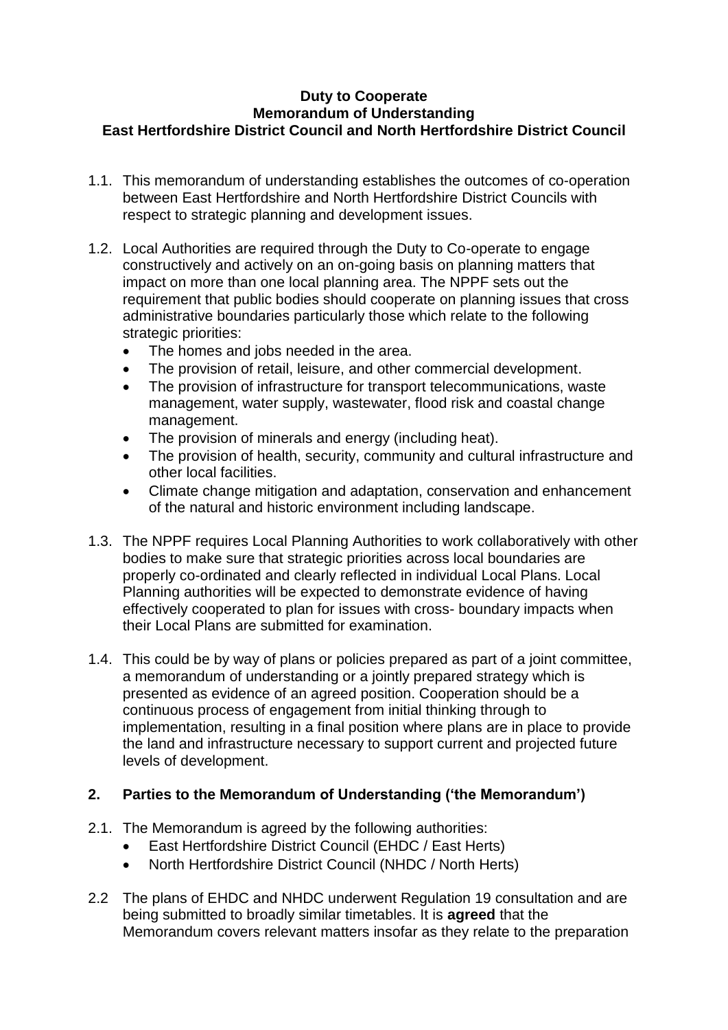**Duty to Cooperate**
**Memorandum of Understanding**
**East Hertfordshire District Council and North Hertfordshire District Council**

1.1. This memorandum of understanding establishes the outcomes of co-operation between East Hertfordshire and North Hertfordshire District Councils with respect to strategic planning and development issues.

1.2. Local Authorities are required through the Duty to Co-operate to engage constructively and actively on an on-going basis on planning matters that impact on more than one local planning area. The NPPF sets out the requirement that public bodies should cooperate on planning issues that cross administrative boundaries particularly those which relate to the following strategic priorities:
- The homes and jobs needed in the area.
- The provision of retail, leisure, and other commercial development.
- The provision of infrastructure for transport telecommunications, waste management, water supply, wastewater, flood risk and coastal change management.
- The provision of minerals and energy (including heat).
- The provision of health, security, community and cultural infrastructure and other local facilities.
- Climate change mitigation and adaptation, conservation and enhancement of the natural and historic environment including landscape.

1.3. The NPPF requires Local Planning Authorities to work collaboratively with other bodies to make sure that strategic priorities across local boundaries are properly co-ordinated and clearly reflected in individual Local Plans. Local Planning authorities will be expected to demonstrate evidence of having effectively cooperated to plan for issues with cross- boundary impacts when their Local Plans are submitted for examination.

1.4. This could be by way of plans or policies prepared as part of a joint committee, a memorandum of understanding or a jointly prepared strategy which is presented as evidence of an agreed position. Cooperation should be a continuous process of engagement from initial thinking through to implementation, resulting in a final position where plans are in place to provide the land and infrastructure necessary to support current and projected future levels of development.

## 2. Parties to the Memorandum of Understanding ('the Memorandum')

2.1. The Memorandum is agreed by the following authorities:
- East Hertfordshire District Council (EHDC / East Herts)
- North Hertfordshire District Council (NHDC / North Herts)

2.2 The plans of EHDC and NHDC underwent Regulation 19 consultation and are being submitted to broadly similar timetables. It is **agreed** that the Memorandum covers relevant matters insofar as they relate to the preparation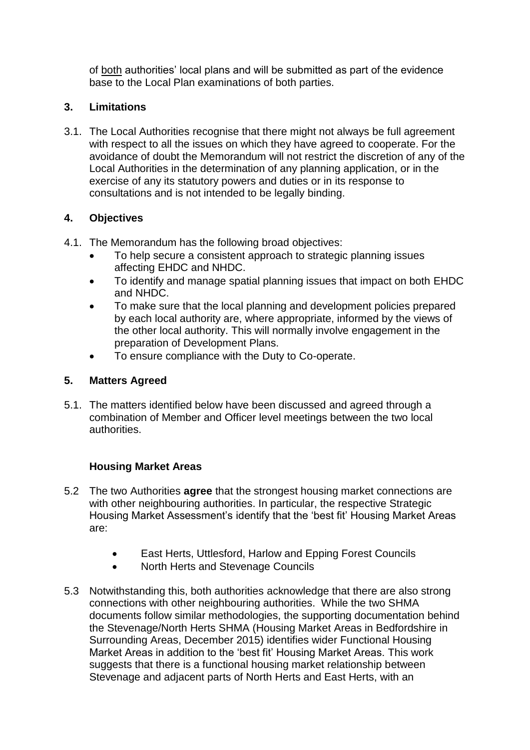of both authorities' local plans and will be submitted as part of the evidence base to the Local Plan examinations of both parties.

## 3. Limitations

3.1. The Local Authorities recognise that there might not always be full agreement with respect to all the issues on which they have agreed to cooperate. For the avoidance of doubt the Memorandum will not restrict the discretion of any of the Local Authorities in the determination of any planning application, or in the exercise of any its statutory powers and duties or in its response to consultations and is not intended to be legally binding.

## 4. Objectives

4.1. The Memorandum has the following broad objectives:

- To help secure a consistent approach to strategic planning issues affecting EHDC and NHDC.
- To identify and manage spatial planning issues that impact on both EHDC and NHDC.
- To make sure that the local planning and development policies prepared by each local authority are, where appropriate, informed by the views of the other local authority. This will normally involve engagement in the preparation of Development Plans.
- To ensure compliance with the Duty to Co-operate.

## 5. Matters Agreed

5.1. The matters identified below have been discussed and agreed through a combination of Member and Officer level meetings between the two local authorities.

### Housing Market Areas

5.2 The two Authorities **agree** that the strongest housing market connections are with other neighbouring authorities. In particular, the respective Strategic Housing Market Assessment's identify that the 'best fit' Housing Market Areas are:

- East Herts, Uttlesford, Harlow and Epping Forest Councils
- North Herts and Stevenage Councils

5.3 Notwithstanding this, both authorities acknowledge that there are also strong connections with other neighbouring authorities. While the two SHMA documents follow similar methodologies, the supporting documentation behind the Stevenage/North Herts SHMA (Housing Market Areas in Bedfordshire in Surrounding Areas, December 2015) identifies wider Functional Housing Market Areas in addition to the 'best fit' Housing Market Areas. This work suggests that there is a functional housing market relationship between Stevenage and adjacent parts of North Herts and East Herts, with an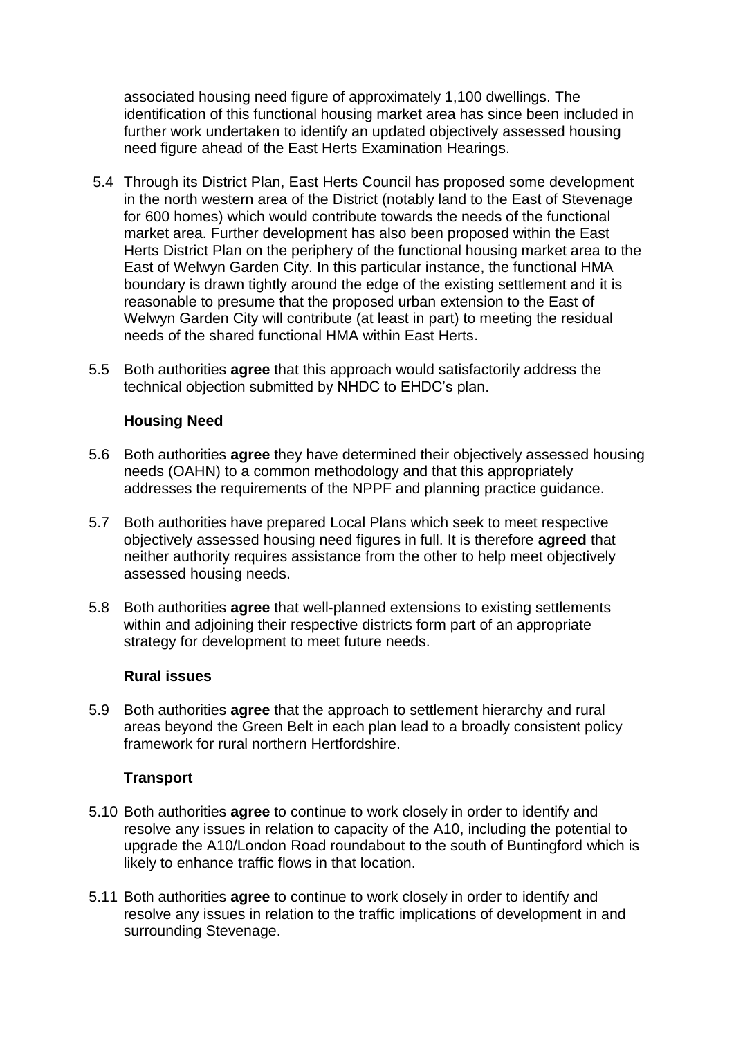associated housing need figure of approximately 1,100 dwellings. The identification of this functional housing market area has since been included in further work undertaken to identify an updated objectively assessed housing need figure ahead of the East Herts Examination Hearings.

5.4 Through its District Plan, East Herts Council has proposed some development in the north western area of the District (notably land to the East of Stevenage for 600 homes) which would contribute towards the needs of the functional market area. Further development has also been proposed within the East Herts District Plan on the periphery of the functional housing market area to the East of Welwyn Garden City. In this particular instance, the functional HMA boundary is drawn tightly around the edge of the existing settlement and it is reasonable to presume that the proposed urban extension to the East of Welwyn Garden City will contribute (at least in part) to meeting the residual needs of the shared functional HMA within East Herts.

5.5 Both authorities **agree** that this approach would satisfactorily address the technical objection submitted by NHDC to EHDC's plan.

### Housing Need

5.6 Both authorities **agree** they have determined their objectively assessed housing needs (OAHN) to a common methodology and that this appropriately addresses the requirements of the NPPF and planning practice guidance.

5.7 Both authorities have prepared Local Plans which seek to meet respective objectively assessed housing need figures in full. It is therefore **agreed** that neither authority requires assistance from the other to help meet objectively assessed housing needs.

5.8 Both authorities **agree** that well-planned extensions to existing settlements within and adjoining their respective districts form part of an appropriate strategy for development to meet future needs.

### Rural issues

5.9 Both authorities **agree** that the approach to settlement hierarchy and rural areas beyond the Green Belt in each plan lead to a broadly consistent policy framework for rural northern Hertfordshire.

### Transport

5.10 Both authorities **agree** to continue to work closely in order to identify and resolve any issues in relation to capacity of the A10, including the potential to upgrade the A10/London Road roundabout to the south of Buntingford which is likely to enhance traffic flows in that location.

5.11 Both authorities **agree** to continue to work closely in order to identify and resolve any issues in relation to the traffic implications of development in and surrounding Stevenage.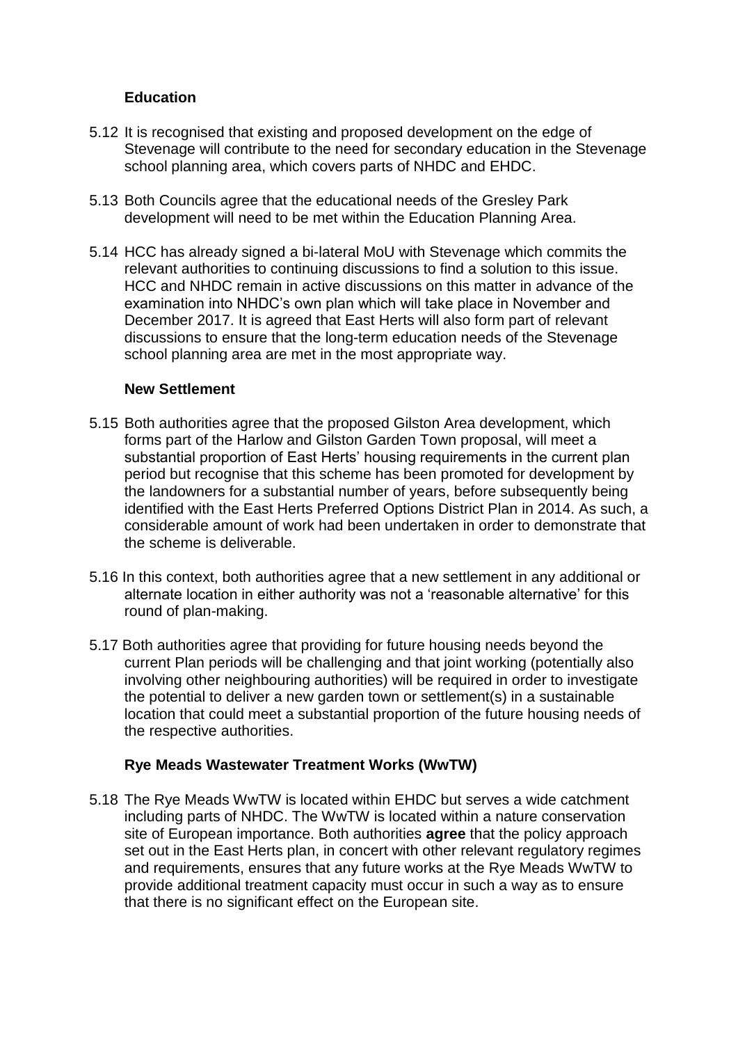**Education**

5.12 It is recognised that existing and proposed development on the edge of Stevenage will contribute to the need for secondary education in the Stevenage school planning area, which covers parts of NHDC and EHDC.

5.13 Both Councils agree that the educational needs of the Gresley Park development will need to be met within the Education Planning Area.

5.14 HCC has already signed a bi-lateral MoU with Stevenage which commits the relevant authorities to continuing discussions to find a solution to this issue. HCC and NHDC remain in active discussions on this matter in advance of the examination into NHDC's own plan which will take place in November and December 2017. It is agreed that East Herts will also form part of relevant discussions to ensure that the long-term education needs of the Stevenage school planning area are met in the most appropriate way.

**New Settlement**

5.15 Both authorities agree that the proposed Gilston Area development, which forms part of the Harlow and Gilston Garden Town proposal, will meet a substantial proportion of East Herts' housing requirements in the current plan period but recognise that this scheme has been promoted for development by the landowners for a substantial number of years, before subsequently being identified with the East Herts Preferred Options District Plan in 2014. As such, a considerable amount of work had been undertaken in order to demonstrate that the scheme is deliverable.

5.16 In this context, both authorities agree that a new settlement in any additional or alternate location in either authority was not a 'reasonable alternative' for this round of plan-making.

5.17 Both authorities agree that providing for future housing needs beyond the current Plan periods will be challenging and that joint working (potentially also involving other neighbouring authorities) will be required in order to investigate the potential to deliver a new garden town or settlement(s) in a sustainable location that could meet a substantial proportion of the future housing needs of the respective authorities.

**Rye Meads Wastewater Treatment Works (WwTW)**

5.18 The Rye Meads WwTW is located within EHDC but serves a wide catchment including parts of NHDC. The WwTW is located within a nature conservation site of European importance. Both authorities **agree** that the policy approach set out in the East Herts plan, in concert with other relevant regulatory regimes and requirements, ensures that any future works at the Rye Meads WwTW to provide additional treatment capacity must occur in such a way as to ensure that there is no significant effect on the European site.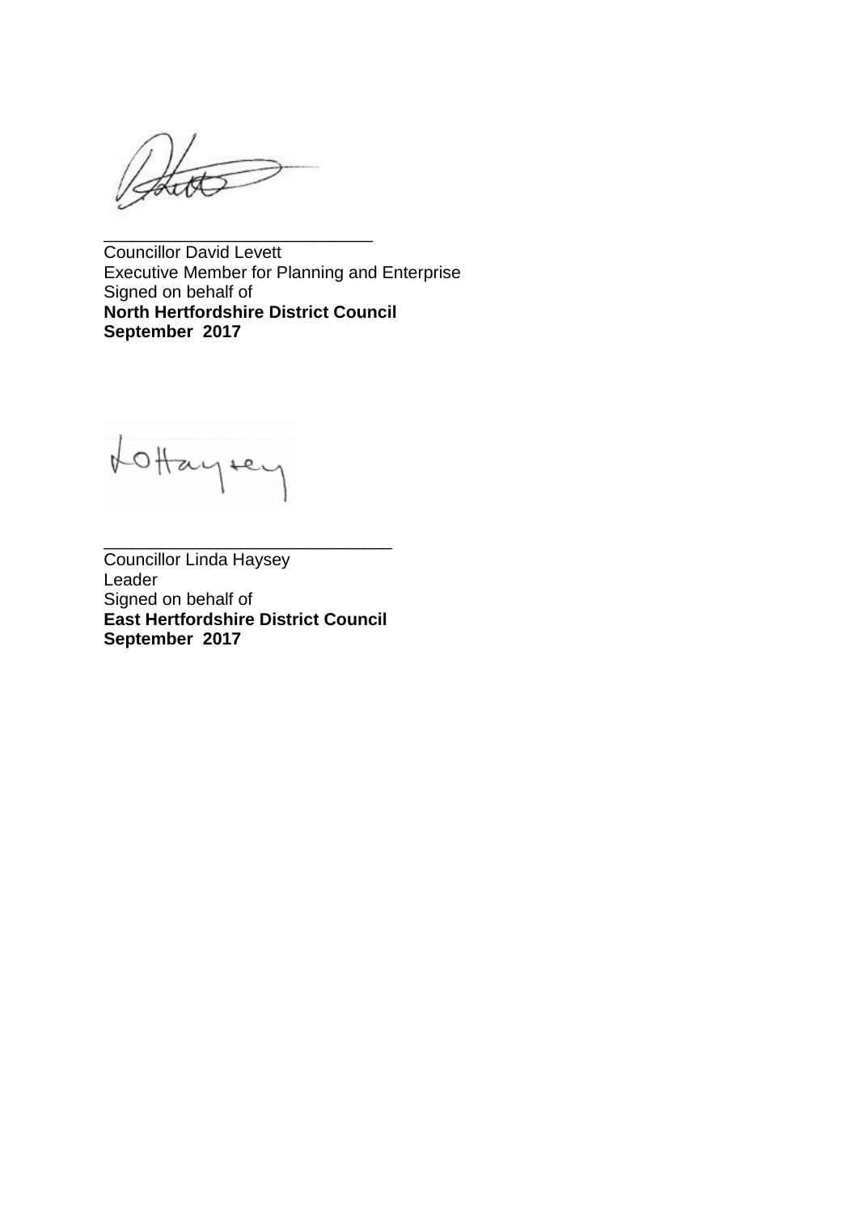\_\_\_\_\_\_\_\_\_\_\_\_\_\_\_\_\_\_\_\_\_\_\_\_\_\_\_\_\_\_
Councillor David Levett
Executive Member for Planning and Enterprise
Signed on behalf of
**North Hertfordshire District Council**
**September 2017**

\_\_\_\_\_\_\_\_\_\_\_\_\_\_\_\_\_\_\_\_\_\_\_\_\_\_\_\_\_\_
Councillor Linda Haysey
Leader
Signed on behalf of
**East Hertfordshire District Council**
**September 2017**